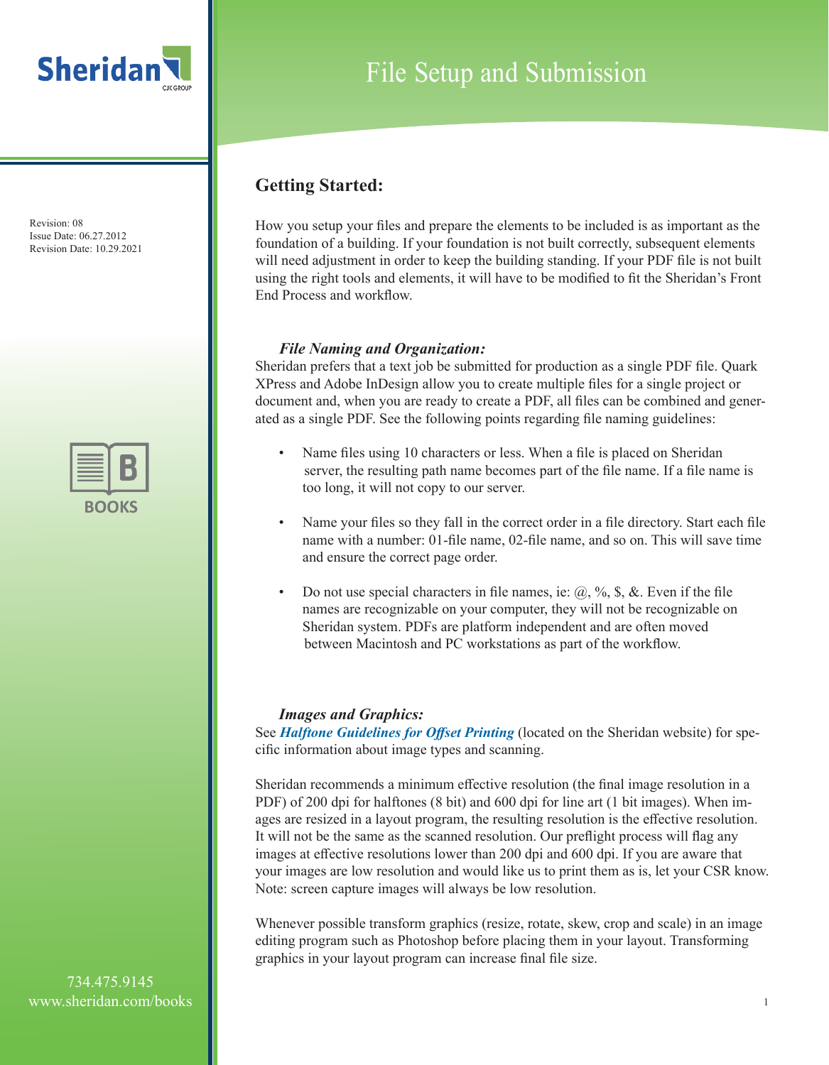# File Setup and Submission

Revision: 08
Issue Date: 06.27.2012
Revision Date: 10.29.2021

## Getting Started:

How you setup your files and prepare the elements to be included is as important as the foundation of a building. If your foundation is not built correctly, subsequent elements will need adjustment in order to keep the building standing. If your PDF file is not built using the right tools and elements, it will have to be modified to fit the Sheridan's Front End Process and workflow.

### *File Naming and Organization:*

Sheridan prefers that a text job be submitted for production as a single PDF file. Quark XPress and Adobe InDesign allow you to create multiple files for a single project or document and, when you are ready to create a PDF, all files can be combined and generated as a single PDF. See the following points regarding file naming guidelines:

- Name files using 10 characters or less. When a file is placed on Sheridan server, the resulting path name becomes part of the file name. If a file name is too long, it will not copy to our server.
- Name your files so they fall in the correct order in a file directory. Start each file name with a number: 01-file name, 02-file name, and so on. This will save time and ensure the correct page order.
- Do not use special characters in file names, ie: @, %, $, &. Even if the file names are recognizable on your computer, they will not be recognizable on Sheridan system. PDFs are platform independent and are often moved between Macintosh and PC workstations as part of the workflow.

### *Images and Graphics:*

See ***Halftone Guidelines for Offset Printing*** (located on the Sheridan website) for specific information about image types and scanning.

Sheridan recommends a minimum effective resolution (the final image resolution in a PDF) of 200 dpi for halftones (8 bit) and 600 dpi for line art (1 bit images). When images are resized in a layout program, the resulting resolution is the effective resolution. It will not be the same as the scanned resolution. Our preflight process will flag any images at effective resolutions lower than 200 dpi and 600 dpi. If you are aware that your images are low resolution and would like us to print them as is, let your CSR know. Note: screen capture images will always be low resolution.

Whenever possible transform graphics (resize, rotate, skew, crop and scale) in an image editing program such as Photoshop before placing them in your layout. Transforming graphics in your layout program can increase final file size.

734.475.9145
www.sheridan.com/books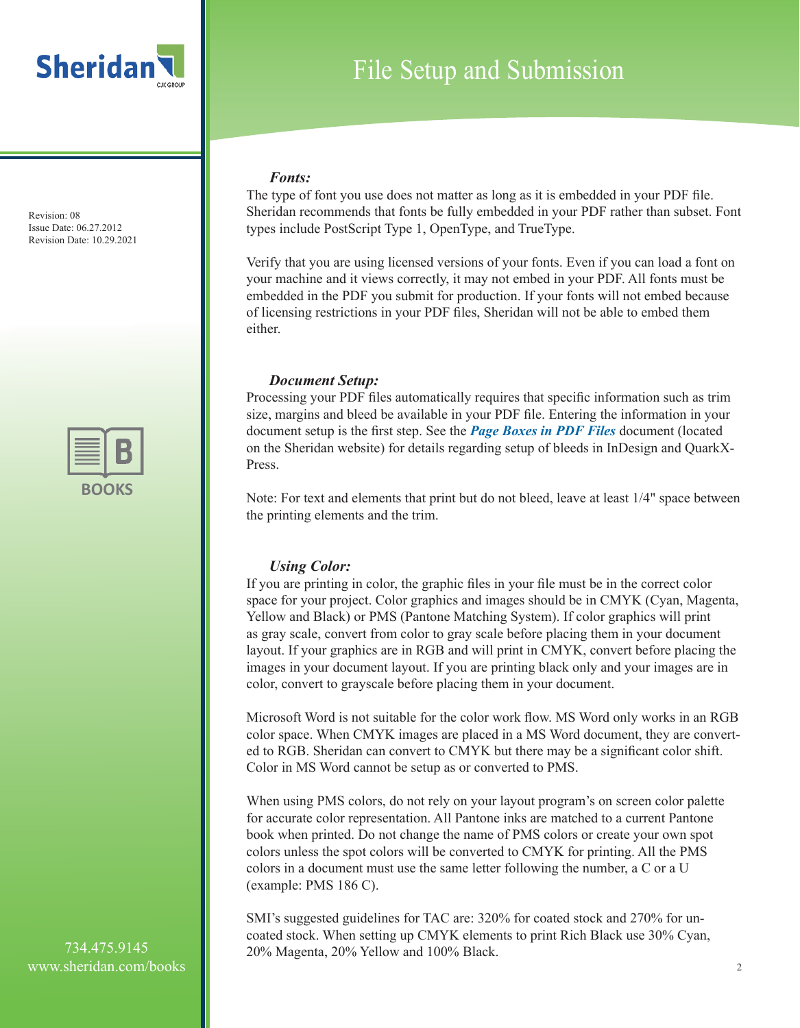# File Setup and Submission

Revision: 08
Issue Date: 06.27.2012
Revision Date: 10.29.2021

### *Fonts:*

The type of font you use does not matter as long as it is embedded in your PDF file. Sheridan recommends that fonts be fully embedded in your PDF rather than subset. Font types include PostScript Type 1, OpenType, and TrueType.

Verify that you are using licensed versions of your fonts. Even if you can load a font on your machine and it views correctly, it may not embed in your PDF. All fonts must be embedded in the PDF you submit for production. If your fonts will not embed because of licensing restrictions in your PDF files, Sheridan will not be able to embed them either.

### *Document Setup:*

Processing your PDF files automatically requires that specific information such as trim size, margins and bleed be available in your PDF file. Entering the information in your document setup is the first step. See the ***Page Boxes in PDF Files*** document (located on the Sheridan website) for details regarding setup of bleeds in InDesign and QuarkXPress.

Note: For text and elements that print but do not bleed, leave at least 1/4" space between the printing elements and the trim.

### *Using Color:*

If you are printing in color, the graphic files in your file must be in the correct color space for your project. Color graphics and images should be in CMYK (Cyan, Magenta, Yellow and Black) or PMS (Pantone Matching System). If color graphics will print as gray scale, convert from color to gray scale before placing them in your document layout. If your graphics are in RGB and will print in CMYK, convert before placing the images in your document layout. If you are printing black only and your images are in color, convert to grayscale before placing them in your document.

Microsoft Word is not suitable for the color work flow. MS Word only works in an RGB color space. When CMYK images are placed in a MS Word document, they are converted to RGB. Sheridan can convert to CMYK but there may be a significant color shift. Color in MS Word cannot be setup as or converted to PMS.

When using PMS colors, do not rely on your layout program's on screen color palette for accurate color representation. All Pantone inks are matched to a current Pantone book when printed. Do not change the name of PMS colors or create your own spot colors unless the spot colors will be converted to CMYK for printing. All the PMS colors in a document must use the same letter following the number, a C or a U (example: PMS 186 C).

SMI's suggested guidelines for TAC are: 320% for coated stock and 270% for uncoated stock. When setting up CMYK elements to print Rich Black use 30% Cyan, 20% Magenta, 20% Yellow and 100% Black.

734.475.9145
www.sheridan.com/books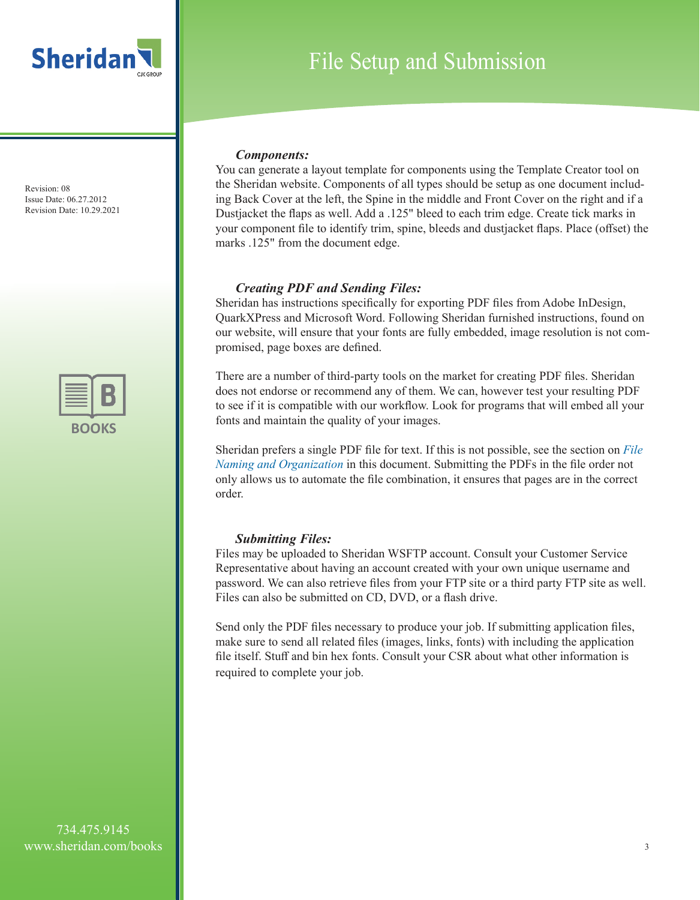# File Setup and Submission

Revision: 08
Issue Date: 06.27.2012
Revision Date: 10.29.2021

### *Components:*

You can generate a layout template for components using the Template Creator tool on the Sheridan website. Components of all types should be setup as one document including Back Cover at the left, the Spine in the middle and Front Cover on the right and if a Dustjacket the flaps as well. Add a .125" bleed to each trim edge. Create tick marks in your component file to identify trim, spine, bleeds and dustjacket flaps. Place (offset) the marks .125" from the document edge.

### *Creating PDF and Sending Files:*

Sheridan has instructions specifically for exporting PDF files from Adobe InDesign, QuarkXPress and Microsoft Word. Following Sheridan furnished instructions, found on our website, will ensure that your fonts are fully embedded, image resolution is not compromised, page boxes are defined.

There are a number of third-party tools on the market for creating PDF files. Sheridan does not endorse or recommend any of them. We can, however test your resulting PDF to see if it is compatible with our workflow. Look for programs that will embed all your fonts and maintain the quality of your images.

Sheridan prefers a single PDF file for text. If this is not possible, see the section on *File Naming and Organization* in this document. Submitting the PDFs in the file order not only allows us to automate the file combination, it ensures that pages are in the correct order.

### *Submitting Files:*

Files may be uploaded to Sheridan WSFTP account. Consult your Customer Service Representative about having an account created with your own unique username and password. We can also retrieve files from your FTP site or a third party FTP site as well. Files can also be submitted on CD, DVD, or a flash drive.

Send only the PDF files necessary to produce your job. If submitting application files, make sure to send all related files (images, links, fonts) with including the application file itself. Stuff and bin hex fonts. Consult your CSR about what other information is required to complete your job.

734.475.9145
www.sheridan.com/books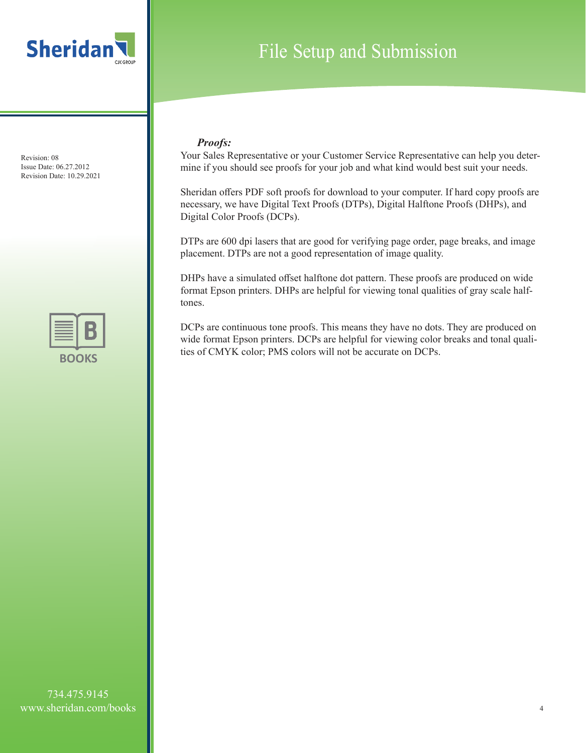## File Setup and Submission

Revision: 08
Issue Date: 06.27.2012
Revision Date: 10.29.2021

### *Proofs:*

Your Sales Representative or your Customer Service Representative can help you determine if you should see proofs for your job and what kind would best suit your needs.

Sheridan offers PDF soft proofs for download to your computer. If hard copy proofs are necessary, we have Digital Text Proofs (DTPs), Digital Halftone Proofs (DHPs), and Digital Color Proofs (DCPs).

DTPs are 600 dpi lasers that are good for verifying page order, page breaks, and image placement. DTPs are not a good representation of image quality.

DHPs have a simulated offset halftone dot pattern. These proofs are produced on wide format Epson printers. DHPs are helpful for viewing tonal qualities of gray scale halftones.

DCPs are continuous tone proofs. This means they have no dots. They are produced on wide format Epson printers. DCPs are helpful for viewing color breaks and tonal qualities of CMYK color; PMS colors will not be accurate on DCPs.

734.475.9145
www.sheridan.com/books